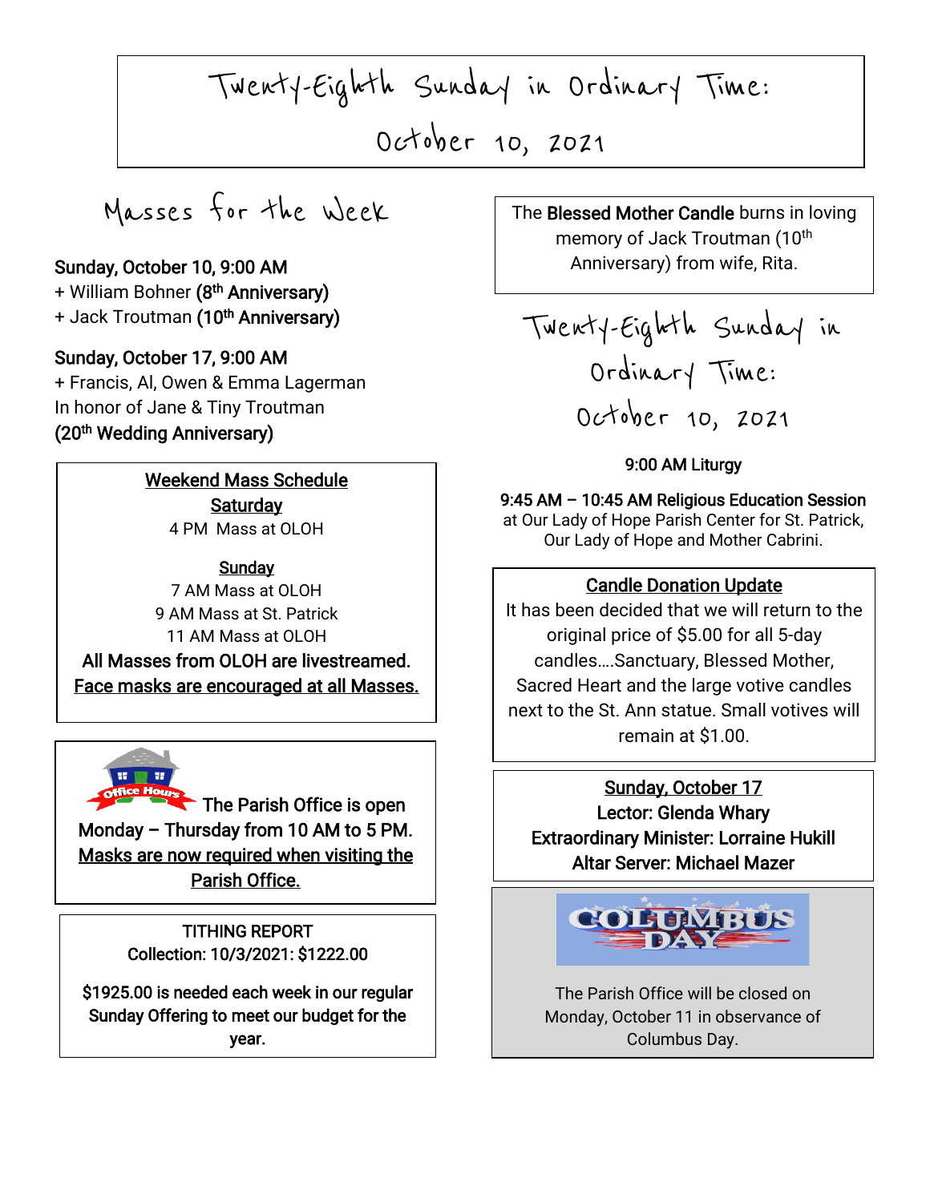# Twenty-Eighth Sunday in Ordinary Time: October 10, 2021

## Masses for the Week

**Sunday, October 10, 9:00 AM**
+ William Bohner **(8th Anniversary)**
+ Jack Troutman **(10th Anniversary)**

**Sunday, October 17, 9:00 AM**
+ Francis, Al, Owen & Emma Lagerman
In honor of Jane & Tiny Troutman
**(20th Wedding Anniversary)**

**Weekend Mass Schedule**

**Saturday**
4 PM Mass at OLOH

**Sunday**
7 AM Mass at OLOH
9 AM Mass at St. Patrick
11 AM Mass at OLOH

**All Masses from OLOH are livestreamed.**
**Face masks are encouraged at all Masses.**

Office Hours

**The Parish Office is open Monday – Thursday from 10 AM to 5 PM. Masks are now required when visiting the Parish Office.**

**TITHING REPORT**
**Collection: 10/3/2021: $1222.00**

**$1925.00 is needed each week in our regular Sunday Offering to meet our budget for the year.**

The **Blessed Mother Candle** burns in loving memory of Jack Troutman (10th Anniversary) from wife, Rita.

## Twenty-Eighth Sunday in Ordinary Time: October 10, 2021

**9:00 AM Liturgy**

**9:45 AM – 10:45 AM Religious Education Session** at Our Lady of Hope Parish Center for St. Patrick, Our Lady of Hope and Mother Cabrini.

**Candle Donation Update**
It has been decided that we will return to the original price of $5.00 for all 5-day candles….Sanctuary, Blessed Mother, Sacred Heart and the large votive candles next to the St. Ann statue. Small votives will remain at $1.00.

**Sunday, October 17**
**Lector: Glenda Whary**
**Extraordinary Minister: Lorraine Hukill**
**Altar Server: Michael Mazer**

COLUMBUS DAY

The Parish Office will be closed on Monday, October 11 in observance of Columbus Day.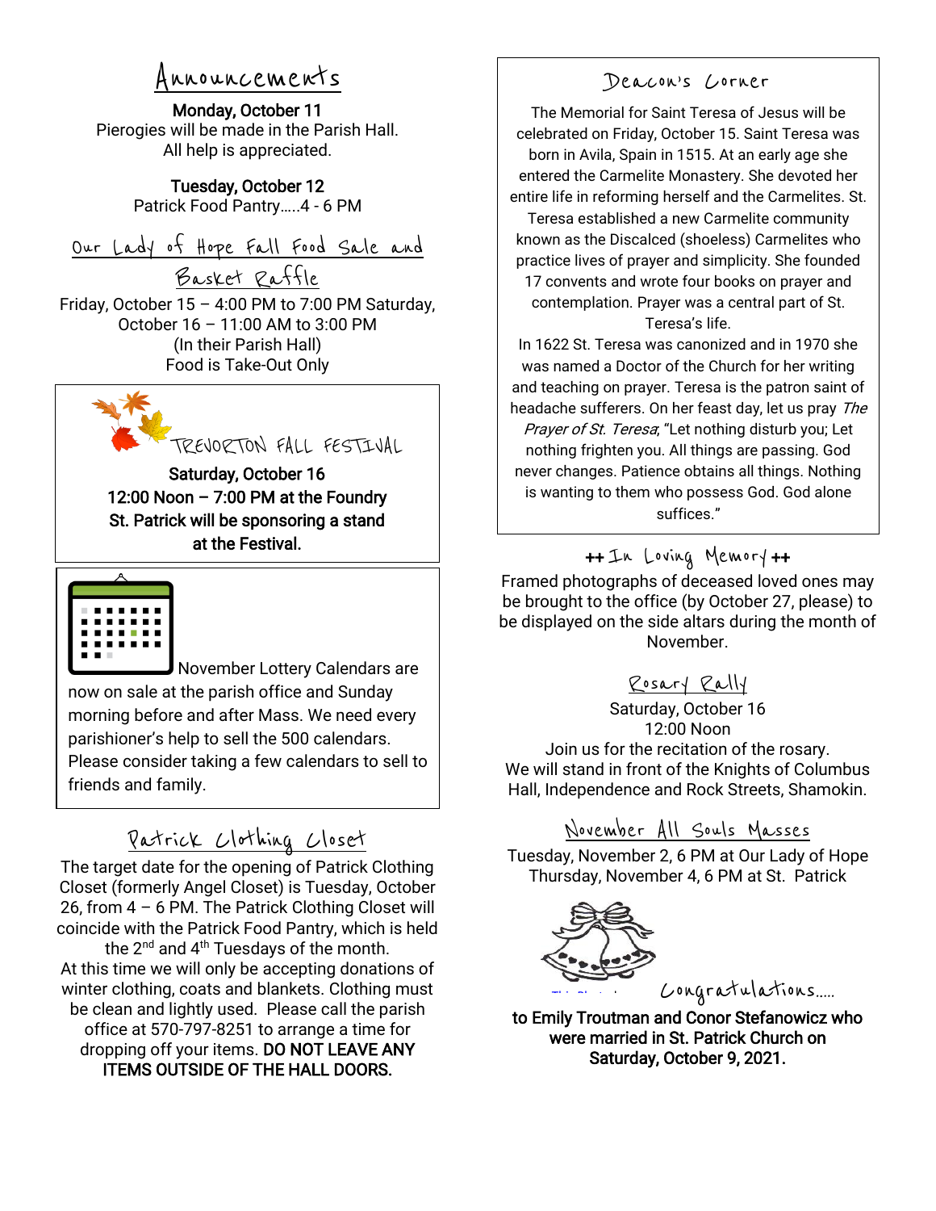## Announcements

**Monday, October 11**
Pierogies will be made in the Parish Hall.
All help is appreciated.

**Tuesday, October 12**
Patrick Food Pantry…..4 - 6 PM

## Our Lady of Hope Fall Food Sale and Basket Raffle

Friday, October 15 – 4:00 PM to 7:00 PM Saturday, October 16 – 11:00 AM to 3:00 PM
(In their Parish Hall)
Food is Take-Out Only

## TREVORTON FALL FESTIVAL

**Saturday, October 16**
**12:00 Noon – 7:00 PM at the Foundry**
**St. Patrick will be sponsoring a stand at the Festival.**

November Lottery Calendars are now on sale at the parish office and Sunday morning before and after Mass. We need every parishioner's help to sell the 500 calendars. Please consider taking a few calendars to sell to friends and family.

## Patrick Clothing Closet

The target date for the opening of Patrick Clothing Closet (formerly Angel Closet) is Tuesday, October 26, from 4 – 6 PM. The Patrick Clothing Closet will coincide with the Patrick Food Pantry, which is held the 2nd and 4th Tuesdays of the month.
At this time we will only be accepting donations of winter clothing, coats and blankets. Clothing must be clean and lightly used. Please call the parish office at 570-797-8251 to arrange a time for dropping off your items. DO NOT LEAVE ANY ITEMS OUTSIDE OF THE HALL DOORS.

## Deacon's Corner

The Memorial for Saint Teresa of Jesus will be celebrated on Friday, October 15. Saint Teresa was born in Avila, Spain in 1515. At an early age she entered the Carmelite Monastery. She devoted her entire life in reforming herself and the Carmelites. St. Teresa established a new Carmelite community known as the Discalced (shoeless) Carmelites who practice lives of prayer and simplicity. She founded 17 convents and wrote four books on prayer and contemplation. Prayer was a central part of St. Teresa's life.
In 1622 St. Teresa was canonized and in 1970 she was named a Doctor of the Church for her writing and teaching on prayer. Teresa is the patron saint of headache sufferers. On her feast day, let us pray *The Prayer of St. Teresa*; "Let nothing disturb you; Let nothing frighten you. All things are passing. God never changes. Patience obtains all things. Nothing is wanting to them who possess God. God alone suffices."

## ++ In Loving Memory ++

Framed photographs of deceased loved ones may be brought to the office (by October 27, please) to be displayed on the side altars during the month of November.

## Rosary Rally

Saturday, October 16
12:00 Noon
Join us for the recitation of the rosary.
We will stand in front of the Knights of Columbus Hall, Independence and Rock Streets, Shamokin.

## November All Souls Masses

Tuesday, November 2, 6 PM at Our Lady of Hope
Thursday, November 4, 6 PM at St. Patrick

## Congratulations…..

**to Emily Troutman and Conor Stefanowicz who were married in St. Patrick Church on Saturday, October 9, 2021.**